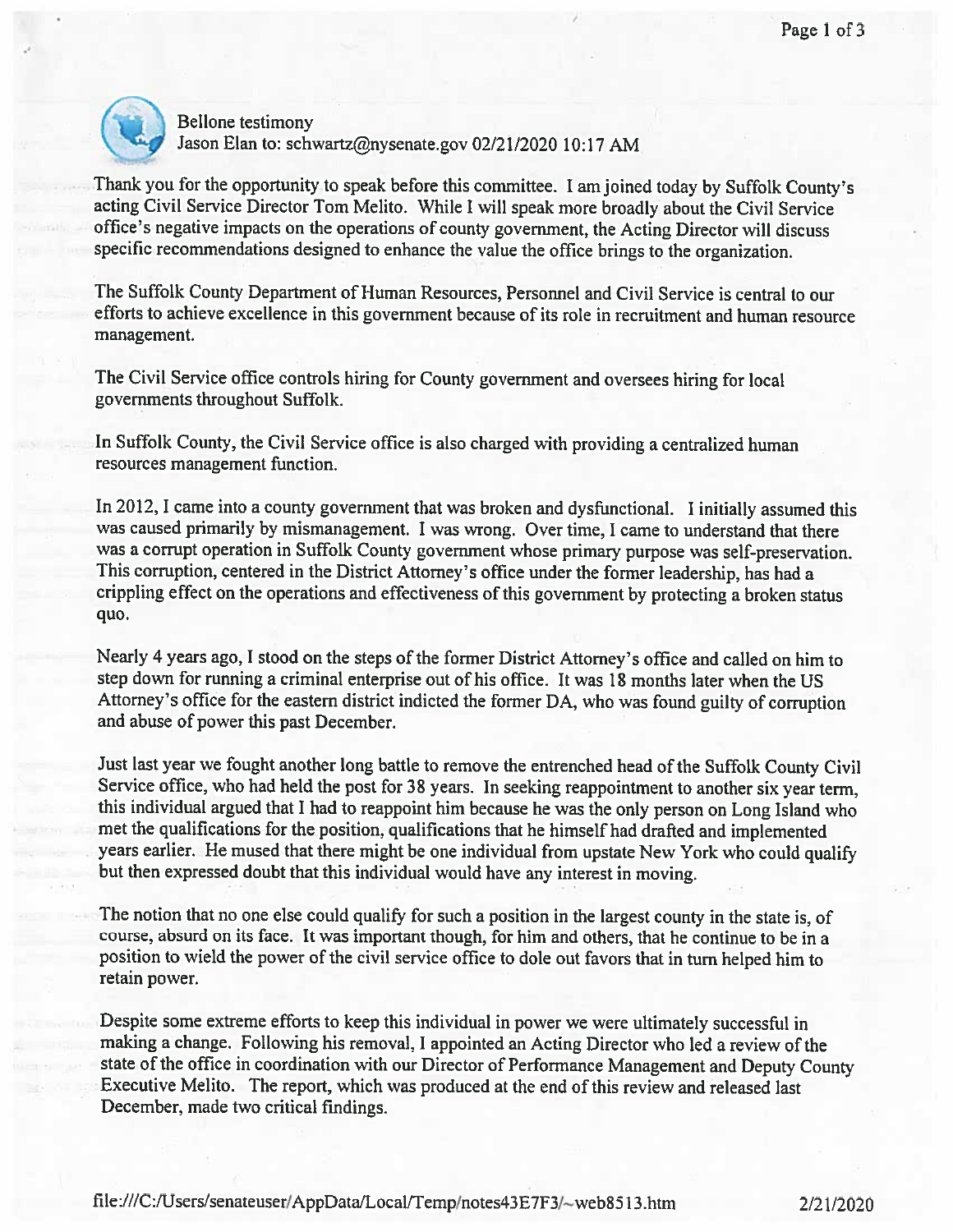Bellone testimony

Jason Elan to: schwartz@nysenate.gov 02/21/2020 10:17 AM

Thank you for the opportunity to speak before this committee. I am joined today by Suffolk County's acting Civil Service Director Tom Melito. While I will speak more broadly about the Civil Service office's negative impacts on the operations of county government, the Acting Director will discuss specific recommendations designed to enhance the value the office brings to the organization.

The Suffolk County Department of Human Resources, Personnel and Civil Service is central to our efforts to achieve excellence in this government because of its role in recruitment and human resource management.

The Civil Service office controls hiring for County government and oversees hiring for local governments throughout Suffolk.

In Suffolk County, the Civil Service office is also charged with providing a centralized human resources management function.

In 2012, I came into a county government that was broken and dysfunctional. I initially assumed this was caused primarily by mismanagement. I was wrong. Over time, I came to understand that there was a corrupt operation in Suffolk County government whose primary purpose was self-preservation. This corruption, centered in the District Attorney's office under the former leadership, has had a crippling effect on the operations and effectiveness of this government by protecting a broken status quo.

Nearly 4 years ago, I stood on the steps of the former District Attorney's office and called on him to step down for running a criminal enterprise out of his office. It was 18 months later when the US Attorney's office for the eastern district indicted the former DA, who was found guilty of corruption and abuse of power this past December.

Just last year we fought another long battle to remove the entrenched head of the Suffolk County Civil Service office, who had held the post for 38 years. In seeking reappointment to another six year term, this individual argued that I had to reappoint him because he was the only person on Long Island who met the qualifications for the position, qualifications that he himself had drafted and implemented years earlier. He mused that there might be one individual from upstate New York who could qualify but then expressed doubt that this individual would have any interest in moving.

The notion that no one else could qualify for such a position in the largest county in the state is, of course, absurd on its face. It was important though, for him and others, that he continue to be in a position to wield the power of the civil service office to dole out favors that in turn helped him to retain power.

Despite some extreme efforts to keep this individual in power we were ultimately successful in making a change. Following his removal, I appointed an Acting Director who led a review of the state of the office in coordination with our Director of Performance Management and Deputy County Executive Melito. The report, which was produced at the end of this review and released last December, made two critical findings.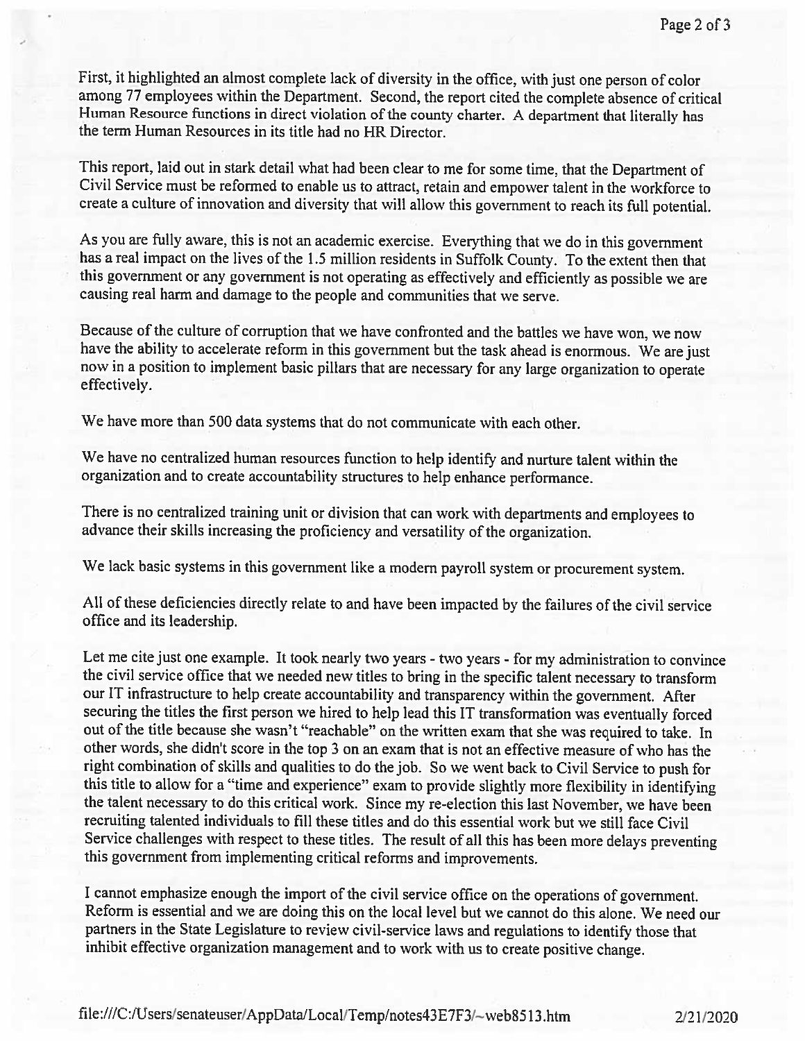First, it highlighted an almost complete lack of diversity in the office, with just one person of color among 77 employees within the Department. Second, the report cited the complete absence of critical Human Resource functions in direct violation of the county charter. A department that literally has the term Human Resources in its title had no HR Director.

This report, laid out in stark detail what had been clear to me for some time, that the Department of Civil Service must be reformed to enable us to attract, retain and empower talent in the workforce to create a culture of innovation and diversity that will allow this government to reach its full potential.

As you are fully aware, this is not an academic exercise. Everything that we do in this government has a real impact on the lives of the 1.5 million residents in Suffolk County. To the extent then that this government or any government is not operating as effectively and efficiently as possible we are causing real harm and damage to the people and communities that we serve.

Because of the culture of corruption that we have confronted and the battles we have won, we now have the ability to accelerate reform in this government but the task ahead is enormous. We are just now in a position to implement basic pillars that are necessary for any large organization to operate effectively.

We have more than 500 data systems that do not communicate with each other.

We have no centralized human resources function to help identify and nurture talent within the organization and to create accountability structures to help enhance performance.

There is no centralized training unit or division that can work with departments and employees to advance their skills increasing the proficiency and versatility of the organization.

We lack basic systems in this government like a modern payroll system or procurement system.

All of these deficiencies directly relate to and have been impacted by the failures of the civil service office and its leadership.

Let me cite just one example. It took nearly two years - two years - for my administration to convince the civil service office that we needed new titles to bring in the specific talent necessary to transform our IT infrastructure to help create accountability and transparency within the government. After securing the titles the first person we hired to help lead this IT transformation was eventually forced out of the title because she wasn't "reachable" on the written exam that she was required to take. In other words, she didn't score in the top 3 on an exam that is not an effective measure of who has the right combination of skills and qualities to do the job. So we went back to Civil Service to push for this title to allow for a "time and experience" exam to provide slightly more flexibility in identifying the talent necessary to do this critical work. Since my re-election this last November, we have been recruiting talented individuals to fill these titles and do this essential work but we still face Civil Service challenges with respect to these titles. The result of all this has been more delays preventing this government from implementing critical reforms and improvements.

I cannot emphasize enough the import of the civil service office on the operations of government. Reform is essential and we are doing this on the local level but we cannot do this alone. We need our partners in the State Legislature to review civil-service laws and regulations to identify those that inhibit effective organization management and to work with us to create positive change.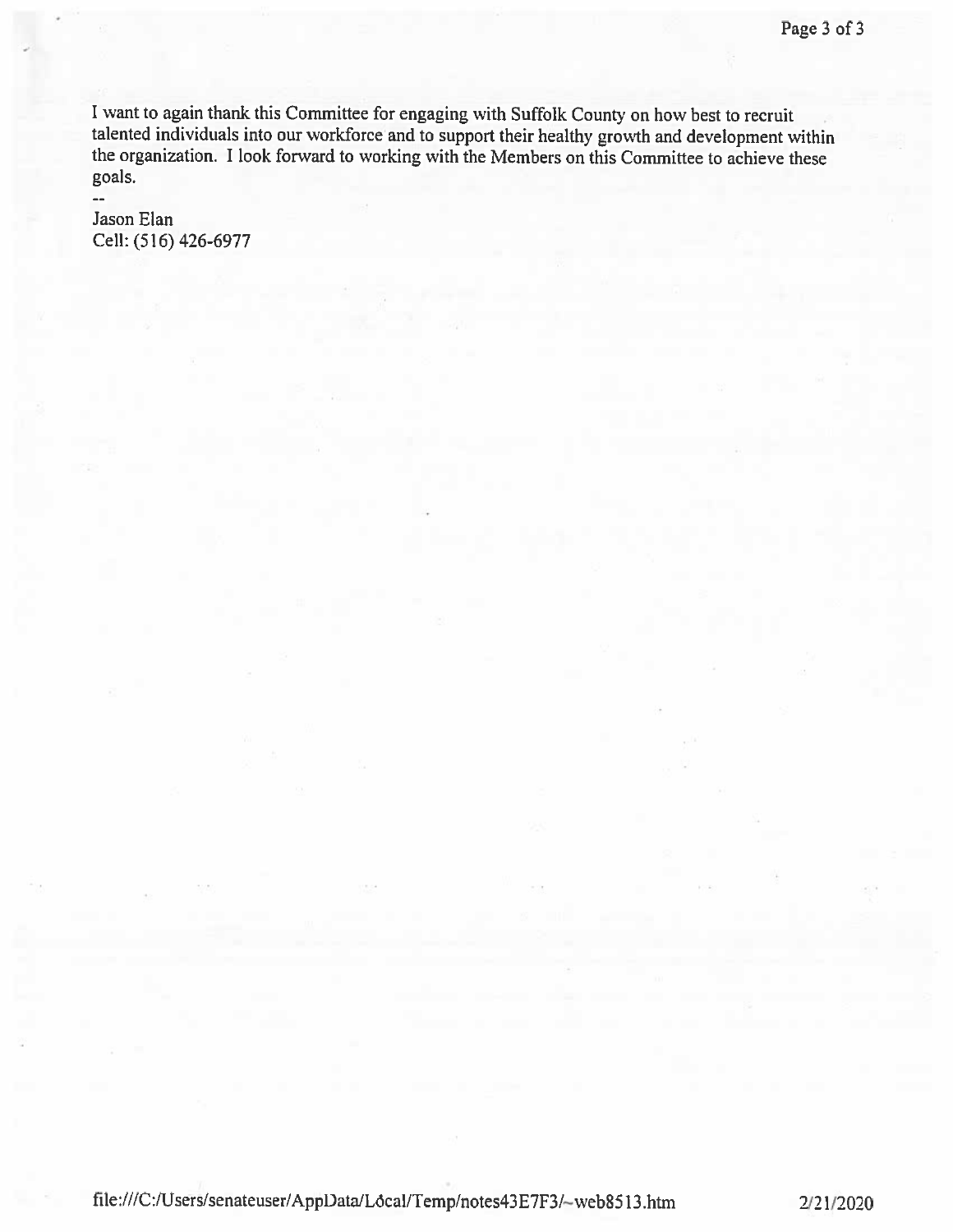I want to again thank this Committee for engaging with Suffolk County on how best to recruit talented individuals into our workforce and to support their healthy growth and development within the organization. I look forward to working with the Members on this Committee to achieve these goals.

--

Jason Elan
Cell: (516) 426-6977